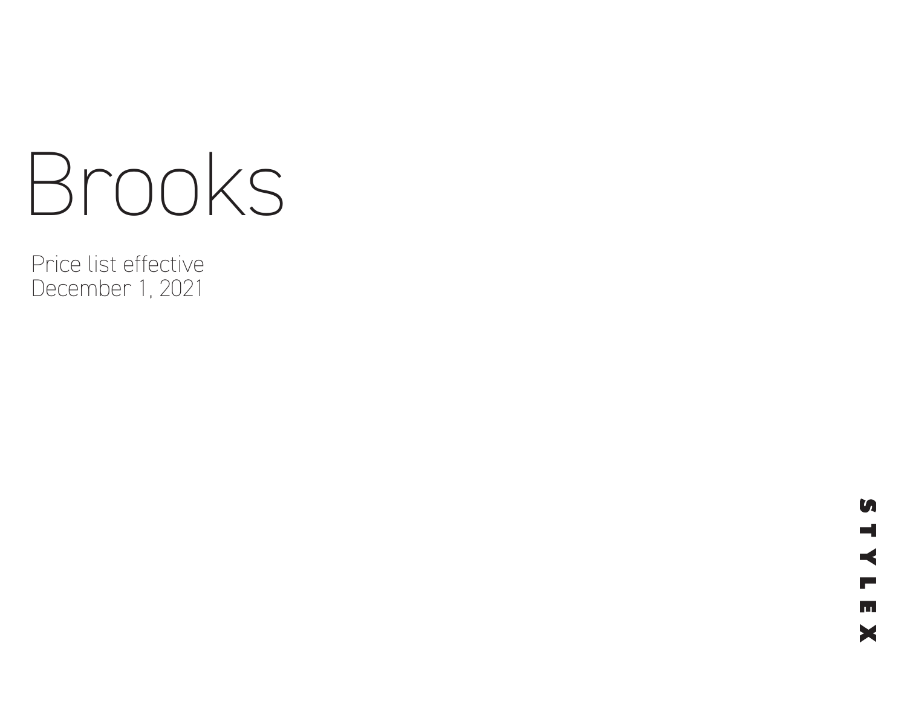# Brooks

Price list effective
December 1, 2021

STYLEX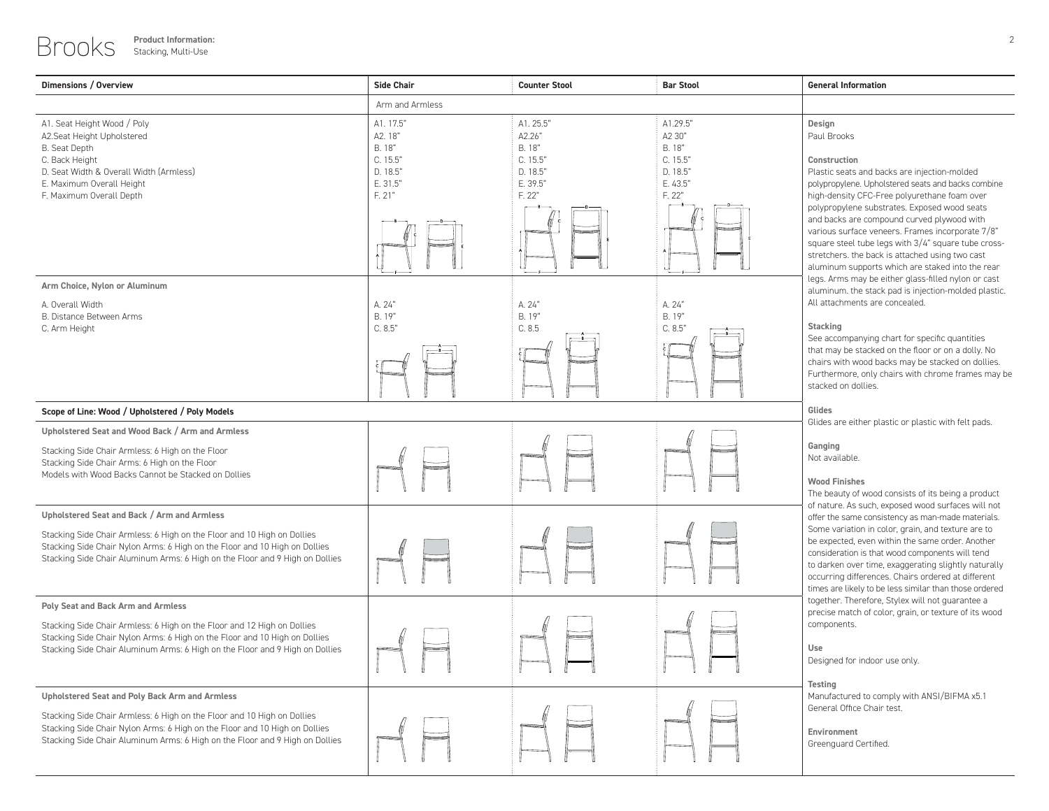# Brooks

**Product Information:**
Stacking, Multi-Use

| Dimensions / Overview | Side Chair | Counter Stool | Bar Stool |
| --- | --- | --- | --- |
| | Arm and Armless | | |
| A1. Seat Height Wood / Poly | A1. 17.5" | A1. 25.5" | A1.29.5" |
| A2.Seat Height Upholstered | A2. 18" | A2.26" | A2 30" |
| B. Seat Depth | B. 18" | B. 18" | B. 18" |
| C. Back Height | C. 15.5" | C. 15.5" | C. 15.5" |
| D. Seat Width & Overall Width (Armless) | D. 18.5" | D. 18.5" | D. 18.5" |
| E. Maximum Overall Height | E. 31.5" | E. 39.5" | E. 43.5" |
| F. Maximum Overall Depth | F. 21" | F. 22" | F. 22" |
| **Arm Choice, Nylon or Aluminum** | | | |
| A. Overall Width | A. 24" | A. 24" | A. 24" |
| B. Distance Between Arms | B. 19" | B. 19" | B. 19" |
| C. Arm Height | C. 8.5" | C. 8.5 | C. 8.5" |

**Scope of Line: Wood / Upholstered / Poly Models**

**Upholstered Seat and Wood Back / Arm and Armless**

Stacking Side Chair Armless: 6 High on the Floor
Stacking Side Chair Arms: 6 High on the Floor
Models with Wood Backs Cannot be Stacked on Dollies

**Upholstered Seat and Back / Arm and Armless**

Stacking Side Chair Armless: 6 High on the Floor and 10 High on Dollies
Stacking Side Chair Nylon Arms: 6 High on the Floor and 10 High on Dollies
Stacking Side Chair Aluminum Arms: 6 High on the Floor and 9 High on Dollies

**Poly Seat and Back Arm and Armless**

Stacking Side Chair Armless: 6 High on the Floor and 12 High on Dollies
Stacking Side Chair Nylon Arms: 6 High on the Floor and 10 High on Dollies
Stacking Side Chair Aluminum Arms: 6 High on the Floor and 9 High on Dollies

**Upholstered Seat and Poly Back Arm and Armless**

Stacking Side Chair Armless: 6 High on the Floor and 10 High on Dollies
Stacking Side Chair Nylon Arms: 6 High on the Floor and 10 High on Dollies
Stacking Side Chair Aluminum Arms: 6 High on the Floor and 9 High on Dollies

## General Information

**Design**
Paul Brooks

**Construction**
Plastic seats and backs are injection-molded polypropylene. Upholstered seats and backs combine high-density CFC-Free polyurethane foam over polypropylene substrates. Exposed wood seats and backs are compound curved plywood with various surface veneers. Frames incorporate 7/8" square steel tube legs with 3/4" square tube cross-stretchers. the back is attached using two cast aluminum supports which are staked into the rear legs. Arms may be either glass-filled nylon or cast aluminum. the stack pad is injection-molded plastic. All attachments are concealed.

**Stacking**
See accompanying chart for specific quantities that may be stacked on the floor or on a dolly. No chairs with wood backs may be stacked on dollies. Furthermore, only chairs with chrome frames may be stacked on dollies.

**Glides**
Glides are either plastic or plastic with felt pads.

**Ganging**
Not available.

**Wood Finishes**
The beauty of wood consists of its being a product of nature. As such, exposed wood surfaces will not offer the same consistency as man-made materials. Some variation in color, grain, and texture are to be expected, even within the same order. Another consideration is that wood components will tend to darken over time, exaggerating slightly naturally occurring differences. Chairs ordered at different times are likely to be less similar than those ordered together. Therefore, Stylex will not guarantee a precise match of color, grain, or texture of its wood components.

**Use**
Designed for indoor use only.

**Testing**
Manufactured to comply with ANSI/BIFMA x5.1 General Office Chair test.

**Environment**
Greenguard Certified.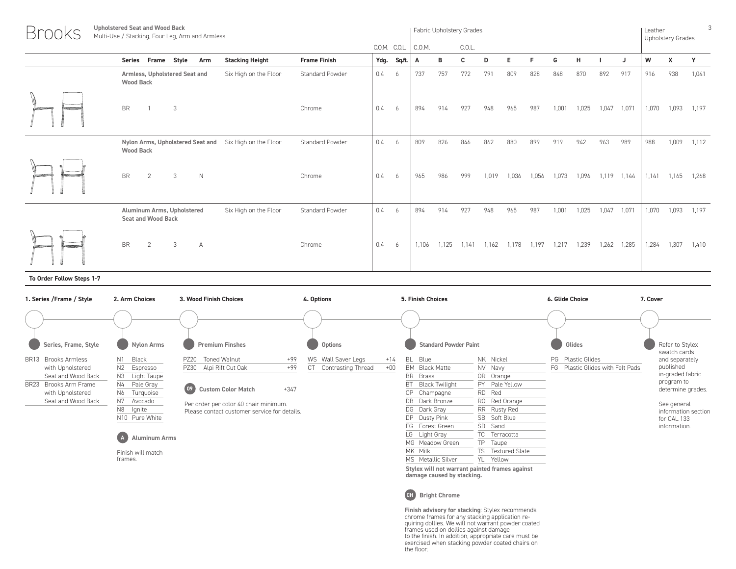# Brooks

**Upholstered Seat and Wood Back**
Multi-Use / Stacking, Four Leg, Arm and Armless

| Series | Frame | Style | Arm | Stacking Height | Frame Finish | C.O.M. Ydg. | C.O.L. Sq.ft. | Fabric Upholstery Grades C.O.M. A | B | C.O.L. C | D | E | F | G | H | I | J | Leather Upholstery Grades W | X | Y |
|---|---|---|---|---|---|---|---|---|---|---|---|---|---|---|---|---|---|---|---|---|
| Armless, Upholstered Seat and Wood Back | | | | Six High on the Floor | Standard Powder | 0.4 | 6 | 737 | 757 | 772 | 791 | 809 | 828 | 848 | 870 | 892 | 917 | 916 | 938 | 1,041 |
| BR | 1 | 3 | | | Chrome | 0.4 | 6 | 894 | 914 | 927 | 948 | 965 | 987 | 1,001 | 1,025 | 1,047 | 1,071 | 1,070 | 1,093 | 1,197 |
| Nylon Arms, Upholstered Seat and Wood Back | | | | Six High on the Floor | Standard Powder | 0.4 | 6 | 809 | 826 | 846 | 862 | 880 | 899 | 919 | 942 | 963 | 989 | 988 | 1,009 | 1,112 |
| BR | 2 | 3 | N | | Chrome | 0.4 | 6 | 965 | 986 | 999 | 1,019 | 1,036 | 1,056 | 1,073 | 1,096 | 1,119 | 1,144 | 1,141 | 1,165 | 1,268 |
| Aluminum Arms, Upholstered Seat and Wood Back | | | | Six High on the Floor | Standard Powder | 0.4 | 6 | 894 | 914 | 927 | 948 | 965 | 987 | 1,001 | 1,025 | 1,047 | 1,071 | 1,070 | 1,093 | 1,197 |
| BR | 2 | 3 | A | | Chrome | 0.4 | 6 | 1,106 | 1,125 | 1,141 | 1,162 | 1,178 | 1,197 | 1,217 | 1,239 | 1,262 | 1,285 | 1,284 | 1,307 | 1,410 |

**To Order Follow Steps 1-7**

## 1. Series /Frame / Style

**Series, Frame, Style**

- BR13 Brooks Armless with Upholstered Seat and Wood Back
- BR23 Brooks Arm Frame with Upholstered Seat and Wood Back

## 2. Arm Choices

**Nylon Arms**

- N1 Black
- N2 Espresso
- N3 Light Taupe
- N4 Pale Gray
- N6 Turquoise
- N7 Avocado
- N8 Ignite
- N10 Pure White

**A Aluminum Arms**

Finish will match frames.

## 3. Wood Finish Choices

**Premium Finshes**

| | | |
|---|---|---|
| PZ20 | Toned Walnut | +99 |
| PZ30 | Alpi Rift Cut Oak | +99 |

**09 Custom Color Match** +347

Per order per color 40 chair minimum. Please contact customer service for details.

## 4. Options

**Options**

| | | |
|---|---|---|
| WS | Wall Saver Legs | +14 |
| CT | Contrasting Thread | +00 |

## 5. Finish Choices

**Standard Powder Paint**

| | | | |
|---|---|---|---|
| BL | Blue | NK | Nickel |
| BM | Black Matte | NV | Navy |
| BR | Brass | OR | Orange |
| BT | Black Twilight | PY | Pale Yellow |
| CP | Champagne | RD | Red |
| DB | Dark Bronze | RO | Red Orange |
| DG | Dark Gray | RR | Rusty Red |
| DP | Dusty Pink | SB | Soft Blue |
| FG | Forest Green | SD | Sand |
| LG | Light Gray | TC | Terracotta |
| MG | Meadow Green | TP | Taupe |
| MK | Milk | TS | Textured Slate |
| MS | Metallic Silver | YL | Yellow |

**Stylex will not warrant painted frames against damage caused by stacking.**

**CH Bright Chrome**

**Finish advisory for stacking**: Stylex recommends chrome frames for any stacking application requiring dollies. We will not warrant powder coated frames used on dollies against damage to the finish. In addition, appropriate care must be exercised when stacking powder coated chairs on the floor.

## 6. Glide Choice

**Glides**

- PG Plastic Glides
- FG Plastic Glides with Felt Pads

## 7. Cover

Refer to Stylex swatch cards and separately published in-graded fabric program to determine grades.

See general information section for CAL 133 information.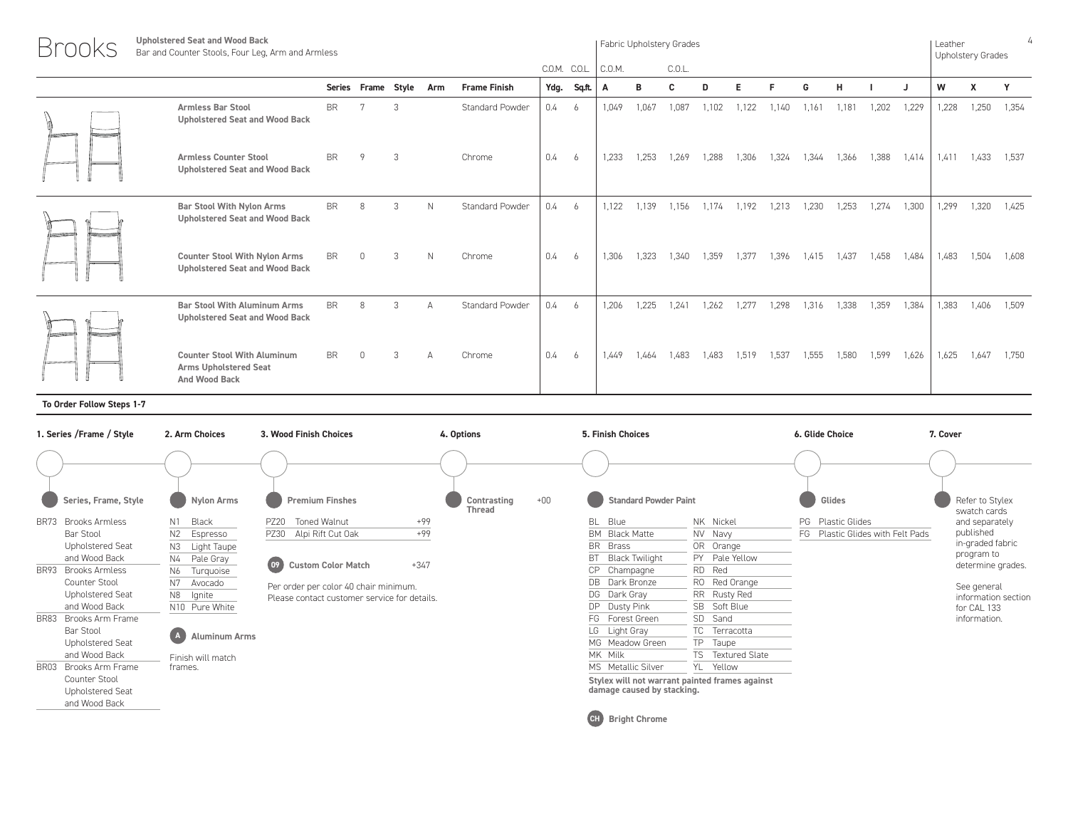# Brooks

**Upholstered Seat and Wood Back**
Bar and Counter Stools, Four Leg, Arm and Armless

| | Series | Frame | Style | Arm | Frame Finish | C.O.M. Ydg. | C.O.L. Sq.ft. | Fabric Upholstery Grades C.O.M. A | B | C.O.L. C | D | E | F | G | H | I | J | Leather Upholstery Grades W | X | Y |
|---|---|---|---|---|---|---|---|---|---|---|---|---|---|---|---|---|---|---|---|---|
| **Armless Bar Stool Upholstered Seat and Wood Back** | BR | 7 | 3 | | Standard Powder | 0.4 | 6 | 1,049 | 1,067 | 1,087 | 1,102 | 1,122 | 1,140 | 1,161 | 1,181 | 1,202 | 1,229 | 1,228 | 1,250 | 1,354 |
| **Armless Counter Stool Upholstered Seat and Wood Back** | BR | 9 | 3 | | Chrome | 0.4 | 6 | 1,233 | 1,253 | 1,269 | 1,288 | 1,306 | 1,324 | 1,344 | 1,366 | 1,388 | 1,414 | 1,411 | 1,433 | 1,537 |
| **Bar Stool With Nylon Arms Upholstered Seat and Wood Back** | BR | 8 | 3 | N | Standard Powder | 0.4 | 6 | 1,122 | 1,139 | 1,156 | 1,174 | 1,192 | 1,213 | 1,230 | 1,253 | 1,274 | 1,300 | 1,299 | 1,320 | 1,425 |
| **Counter Stool With Nylon Arms Upholstered Seat and Wood Back** | BR | 0 | 3 | N | Chrome | 0.4 | 6 | 1,306 | 1,323 | 1,340 | 1,359 | 1,377 | 1,396 | 1,415 | 1,437 | 1,458 | 1,484 | 1,483 | 1,504 | 1,608 |
| **Bar Stool With Aluminum Arms Upholstered Seat and Wood Back** | BR | 8 | 3 | A | Standard Powder | 0.4 | 6 | 1,206 | 1,225 | 1,241 | 1,262 | 1,277 | 1,298 | 1,316 | 1,338 | 1,359 | 1,384 | 1,383 | 1,406 | 1,509 |
| **Counter Stool With Aluminum Arms Upholstered Seat And Wood Back** | BR | 0 | 3 | A | Chrome | 0.4 | 6 | 1,449 | 1,464 | 1,483 | 1,483 | 1,519 | 1,537 | 1,555 | 1,580 | 1,599 | 1,626 | 1,625 | 1,647 | 1,750 |

**To Order Follow Steps 1-7**

## 1. Series /Frame / Style

**Series, Frame, Style**

- BR73 Brooks Armless Bar Stool Upholstered Seat and Wood Back
- BR93 Brooks Armless Counter Stool Upholstered Seat and Wood Back
- BR83 Brooks Arm Frame Bar Stool Upholstered Seat and Wood Back
- BR03 Brooks Arm Frame Counter Stool Upholstered Seat and Wood Back

## 2. Arm Choices

**Nylon Arms**

- N1 Black
- N2 Espresso
- N3 Light Taupe
- N4 Pale Gray
- N6 Turquoise
- N7 Avocado
- N8 Ignite
- N10 Pure White

**A Aluminum Arms**

Finish will match frames.

## 3. Wood Finish Choices

**Premium Finshes**

| | | |
|---|---|---|
| PZ20 | Toned Walnut | +99 |
| PZ30 | Alpi Rift Cut Oak | +99 |

**09 Custom Color Match** +347

Per order per color 40 chair minimum. Please contact customer service for details.

## 4. Options

**Contrasting Thread** +00

## 5. Finish Choices

**Standard Powder Paint**

| | | | |
|---|---|---|---|
| BL | Blue | NK | Nickel |
| BM | Black Matte | NV | Navy |
| BR | Brass | OR | Orange |
| BT | Black Twilight | PY | Pale Yellow |
| CP | Champagne | RD | Red |
| DB | Dark Bronze | RO | Red Orange |
| DG | Dark Gray | RR | Rusty Red |
| DP | Dusty Pink | SB | Soft Blue |
| FG | Forest Green | SD | Sand |
| LG | Light Gray | TC | Terracotta |
| MG | Meadow Green | TP | Taupe |
| MK | Milk | TS | Textured Slate |
| MS | Metallic Silver | YL | Yellow |

**Stylex will not warrant painted frames against damage caused by stacking.**

**CH Bright Chrome**

## 6. Glide Choice

**Glides**

- PG Plastic Glides
- FG Plastic Glides with Felt Pads

## 7. Cover

Refer to Stylex swatch cards and separately published in-graded fabric program to determine grades.

See general information section for CAL 133 information.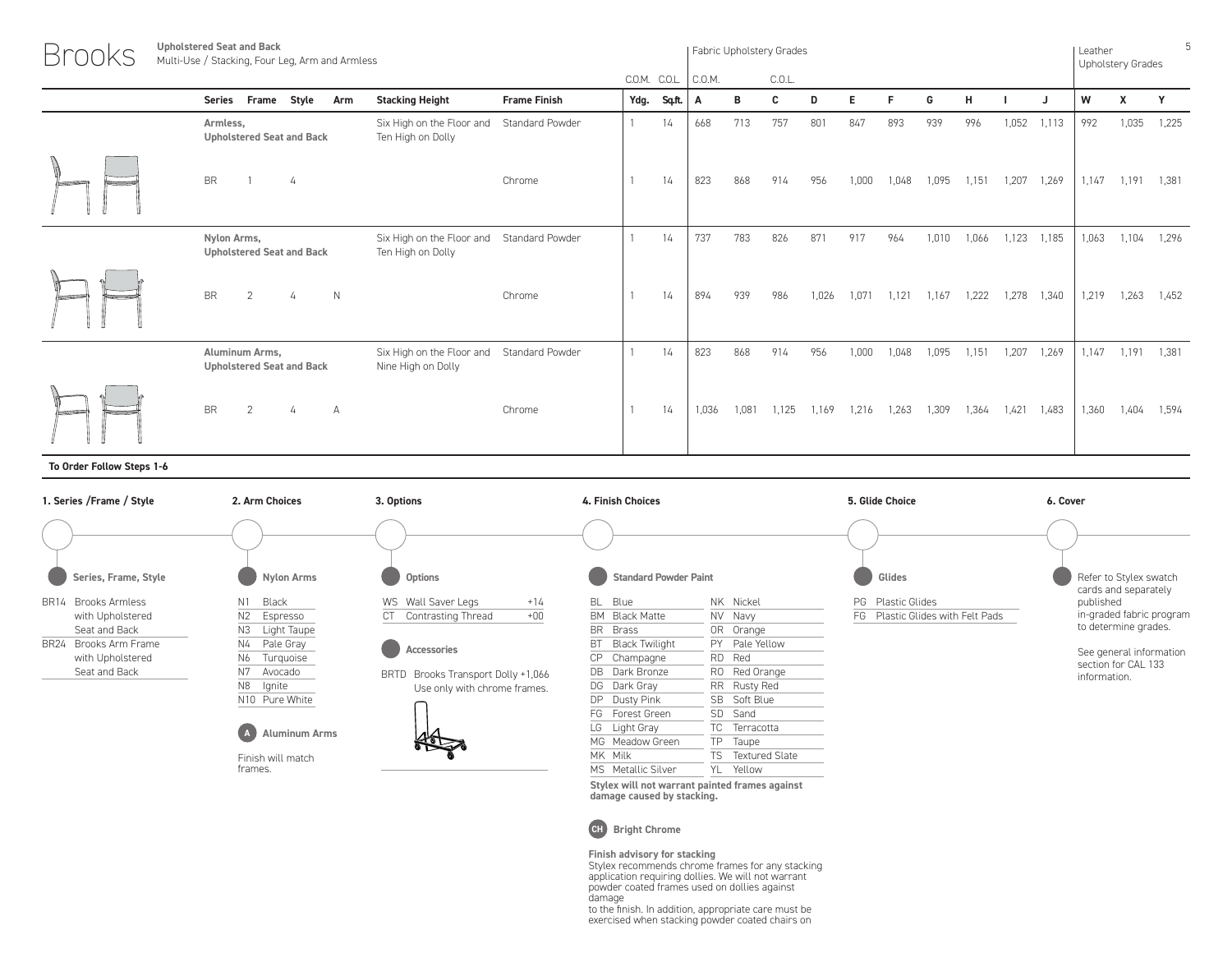# Brooks

**Upholstered Seat and Back**
Multi-Use / Stacking, Four Leg, Arm and Armless

| Series | Frame | Style | Arm | Stacking Height | Frame Finish | C.O.M. Ydg. | C.O.L. Sq.ft. | A | B | C | D | E | F | G | H | I | J | W | X | Y |
|---|---|---|---|---|---|---|---|---|---|---|---|---|---|---|---|---|---|---|---|---|
| | | | | | | | | Fabric Upholstery Grades (C.O.M.) | | Fabric Upholstery Grades (C.O.L.) | | | | | | | | Leather Upholstery Grades | | |
| **Armless, Upholstered Seat and Back** | | | | Six High on the Floor and Ten High on Dolly | Standard Powder | 1 | 14 | 668 | 713 | 757 | 801 | 847 | 893 | 939 | 996 | 1,052 | 1,113 | 992 | 1,035 | 1,225 |
| BR | 1 | 4 | | | Chrome | 1 | 14 | 823 | 868 | 914 | 956 | 1,000 | 1,048 | 1,095 | 1,151 | 1,207 | 1,269 | 1,147 | 1,191 | 1,381 |
| **Nylon Arms, Upholstered Seat and Back** | | | | Six High on the Floor and Ten High on Dolly | Standard Powder | 1 | 14 | 737 | 783 | 826 | 871 | 917 | 964 | 1,010 | 1,066 | 1,123 | 1,185 | 1,063 | 1,104 | 1,296 |
| BR | 2 | 4 | N | | Chrome | 1 | 14 | 894 | 939 | 986 | 1,026 | 1,071 | 1,121 | 1,167 | 1,222 | 1,278 | 1,340 | 1,219 | 1,263 | 1,452 |
| **Aluminum Arms, Upholstered Seat and Back** | | | | Six High on the Floor and Nine High on Dolly | Standard Powder | 1 | 14 | 823 | 868 | 914 | 956 | 1,000 | 1,048 | 1,095 | 1,151 | 1,207 | 1,269 | 1,147 | 1,191 | 1,381 |
| BR | 2 | 4 | A | | Chrome | 1 | 14 | 1,036 | 1,081 | 1,125 | 1,169 | 1,216 | 1,263 | 1,309 | 1,364 | 1,421 | 1,483 | 1,360 | 1,404 | 1,594 |

**To Order Follow Steps 1-6**

## 1. Series /Frame / Style

**Series, Frame, Style**

- BR14 Brooks Armless with Upholstered Seat and Back
- BR24 Brooks Arm Frame with Upholstered Seat and Back

## 2. Arm Choices

**Nylon Arms**

- N1 Black
- N2 Espresso
- N3 Light Taupe
- N4 Pale Gray
- N6 Turquoise
- N7 Avocado
- N8 Ignite
- N10 Pure White

**A Aluminum Arms**

Finish will match frames.

## 3. Options

**Options**

- WS Wall Saver Legs +14
- CT Contrasting Thread +00

**Accessories**

BRTD Brooks Transport Dolly +1,066
Use only with chrome frames.

## 4. Finish Choices

**Standard Powder Paint**

- BL Blue
- BM Black Matte
- BR Brass
- BT Black Twilight
- CP Champagne
- DB Dark Bronze
- DG Dark Gray
- DP Dusty Pink
- FG Forest Green
- LG Light Gray
- MG Meadow Green
- MK Milk
- MS Metallic Silver
- NK Nickel
- NV Navy
- OR Orange
- PY Pale Yellow
- RD Red
- RO Red Orange
- RR Rusty Red
- SB Soft Blue
- SD Sand
- TC Terracotta
- TP Taupe
- TS Textured Slate
- YL Yellow

**Stylex will not warrant painted frames against damage caused by stacking.**

**CH Bright Chrome**

**Finish advisory for stacking**
Stylex recommends chrome frames for any stacking application requiring dollies. We will not warrant powder coated frames used on dollies against damage
to the finish. In addition, appropriate care must be exercised when stacking powder coated chairs on

## 5. Glide Choice

**Glides**

- PG Plastic Glides
- FG Plastic Glides with Felt Pads

## 6. Cover

Refer to Stylex swatch cards and separately published in-graded fabric program to determine grades.

See general information section for CAL 133 information.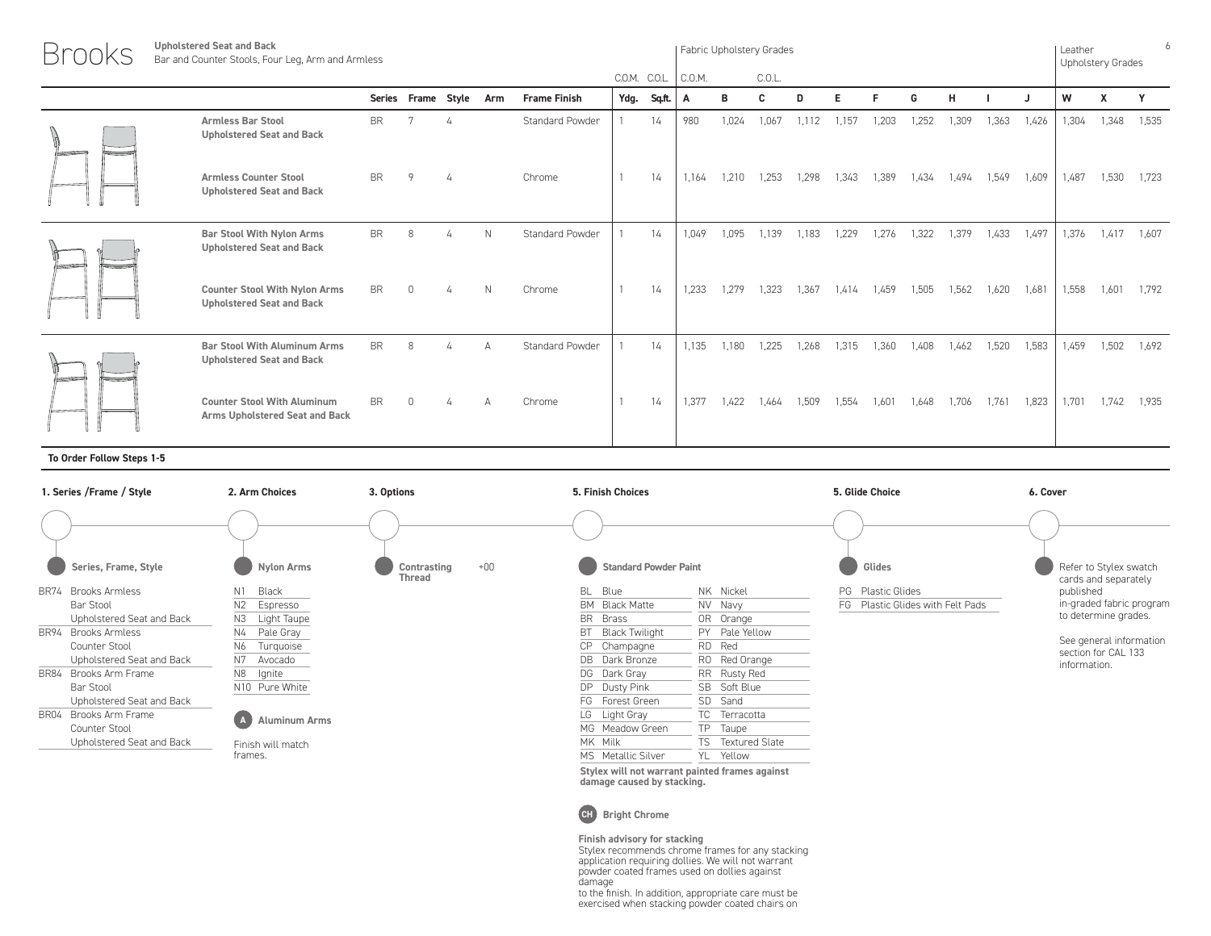# Brooks

**Upholstered Seat and Back**
Bar and Counter Stools, Four Leg, Arm and Armless

| | Series | Frame | Style | Arm | Frame Finish | C.O.M. | C.O.L. | Fabric Upholstery Grades C.O.M. | | C.O.L. | | | | | | | | Leather Upholstery Grades | | |
|---|---|---|---|---|---|---|---|---|---|---|---|---|---|---|---|---|---|---|---|---|
| | | | | | | Ydg. | Sq.ft. | A | B | C | D | E | F | G | H | I | J | W | X | Y |
| **Armless Bar Stool Upholstered Seat and Back** | BR | 7 | 4 | | Standard Powder | 1 | 14 | 980 | 1,024 | 1,067 | 1,112 | 1,157 | 1,203 | 1,252 | 1,309 | 1,363 | 1,426 | 1,304 | 1,348 | 1,535 |
| **Armless Counter Stool Upholstered Seat and Back** | BR | 9 | 4 | | Chrome | 1 | 14 | 1,164 | 1,210 | 1,253 | 1,298 | 1,343 | 1,389 | 1,434 | 1,494 | 1,549 | 1,609 | 1,487 | 1,530 | 1,723 |
| **Bar Stool With Nylon Arms Upholstered Seat and Back** | BR | 8 | 4 | N | Standard Powder | 1 | 14 | 1,049 | 1,095 | 1,139 | 1,183 | 1,229 | 1,276 | 1,322 | 1,379 | 1,433 | 1,497 | 1,376 | 1,417 | 1,607 |
| **Counter Stool With Nylon Arms Upholstered Seat and Back** | BR | 0 | 4 | N | Chrome | 1 | 14 | 1,233 | 1,279 | 1,323 | 1,367 | 1,414 | 1,459 | 1,505 | 1,562 | 1,620 | 1,681 | 1,558 | 1,601 | 1,792 |
| **Bar Stool With Aluminum Arms Upholstered Seat and Back** | BR | 8 | 4 | A | Standard Powder | 1 | 14 | 1,135 | 1,180 | 1,225 | 1,268 | 1,315 | 1,360 | 1,408 | 1,462 | 1,520 | 1,583 | 1,459 | 1,502 | 1,692 |
| **Counter Stool With Aluminum Arms Upholstered Seat and Back** | BR | 0 | 4 | A | Chrome | 1 | 14 | 1,377 | 1,422 | 1,464 | 1,509 | 1,554 | 1,601 | 1,648 | 1,706 | 1,761 | 1,823 | 1,701 | 1,742 | 1,935 |

**To Order Follow Steps 1-5**

### 1. Series /Frame / Style

**Series, Frame, Style**

- BR74 Brooks Armless Bar Stool Upholstered Seat and Back
- BR94 Brooks Armless Counter Stool Upholstered Seat and Back
- BR84 Brooks Arm Frame Bar Stool Upholstered Seat and Back
- BR04 Brooks Arm Frame Counter Stool Upholstered Seat and Back

### 2. Arm Choices

**Nylon Arms**

- N1 Black
- N2 Espresso
- N3 Light Taupe
- N4 Pale Gray
- N6 Turquoise
- N7 Avocado
- N8 Ignite
- N10 Pure White

**A Aluminum Arms**

Finish will match frames.

### 3. Options

**Contrasting Thread** +00

### 5. Finish Choices

**Standard Powder Paint**

- BL Blue
- BM Black Matte
- BR Brass
- BT Black Twilight
- CP Champagne
- DB Dark Bronze
- DG Dark Gray
- DP Dusty Pink
- FG Forest Green
- LG Light Gray
- MG Meadow Green
- MK Milk
- MS Metallic Silver
- NK Nickel
- NV Navy
- OR Orange
- PY Pale Yellow
- RD Red
- RO Red Orange
- RR Rusty Red
- SB Soft Blue
- SD Sand
- TC Terracotta
- TP Taupe
- TS Textured Slate
- YL Yellow

**Stylex will not warrant painted frames against damage caused by stacking.**

**CH Bright Chrome**

**Finish advisory for stacking**
Stylex recommends chrome frames for any stacking application requiring dollies. We will not warrant powder coated frames used on dollies against damage
to the finish. In addition, appropriate care must be exercised when stacking powder coated chairs on

### 5. Glide Choice

**Glides**

- PG Plastic Glides
- FG Plastic Glides with Felt Pads

### 6. Cover

Refer to Stylex swatch cards and separately published in-graded fabric program to determine grades.

See general information section for CAL 133 information.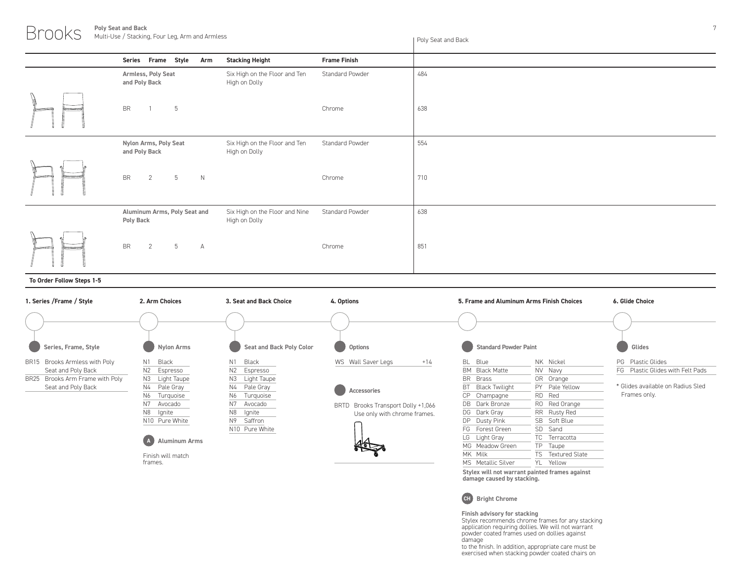# Brooks

**Poly Seat and Back**
Multi-Use / Stacking, Four Leg, Arm and Armless

| Series | Frame | Style | Arm | Stacking Height | Frame Finish | Poly Seat and Back |
|---|---|---|---|---|---|---|
| **Armless, Poly Seat and Poly Back** | | | | Six High on the Floor and Ten High on Dolly | Standard Powder | 484 |
| BR | 1 | 5 | | | Chrome | 638 |
| **Nylon Arms, Poly Seat and Poly Back** | | | | Six High on the Floor and Ten High on Dolly | Standard Powder | 554 |
| BR | 2 | 5 | N | | Chrome | 710 |
| **Aluminum Arms, Poly Seat and Poly Back** | | | | Six High on the Floor and Nine High on Dolly | Standard Powder | 638 |
| BR | 2 | 5 | A | | Chrome | 851 |

**To Order Follow Steps 1-5**

### 1. Series /Frame / Style

**Series, Frame, Style**

- BR15 Brooks Armless with Poly Seat and Poly Back
- BR25 Brooks Arm Frame with Poly Seat and Poly Back

### 2. Arm Choices

**Nylon Arms**

- N1 Black
- N2 Espresso
- N3 Light Taupe
- N4 Pale Gray
- N6 Turquoise
- N7 Avocado
- N8 Ignite
- N10 Pure White

**A Aluminum Arms**

Finish will match frames.

### 3. Seat and Back Choice

**Seat and Back Poly Color**

- N1 Black
- N2 Espresso
- N3 Light Taupe
- N4 Pale Gray
- N6 Turquoise
- N7 Avocado
- N8 Ignite
- N9 Saffron
- N10 Pure White

### 4. Options

**Options**

- WS Wall Saver Legs +14

**Accessories**

- BRTD Brooks Transport Dolly +1,066
  Use only with chrome frames.

### 5. Frame and Aluminum Arms Finish Choices

**Standard Powder Paint**

| | | | |
|---|---|---|---|
| BL | Blue | NK | Nickel |
| BM | Black Matte | NV | Navy |
| BR | Brass | OR | Orange |
| BT | Black Twilight | PY | Pale Yellow |
| CP | Champagne | RD | Red |
| DB | Dark Bronze | RO | Red Orange |
| DG | Dark Gray | RR | Rusty Red |
| DP | Dusty Pink | SB | Soft Blue |
| FG | Forest Green | SD | Sand |
| LG | Light Gray | TC | Terracotta |
| MG | Meadow Green | TP | Taupe |
| MK | Milk | TS | Textured Slate |
| MS | Metallic Silver | YL | Yellow |

**Stylex will not warrant painted frames against damage caused by stacking.**

**CH Bright Chrome**

**Finish advisory for stacking**
Stylex recommends chrome frames for any stacking application requiring dollies. We will not warrant powder coated frames used on dollies against damage
to the finish. In addition, appropriate care must be exercised when stacking powder coated chairs on

### 6. Glide Choice

**Glides**

- PG Plastic Glides
- FG Plastic Glides with Felt Pads

\* Glides available on Radius Sled Frames only.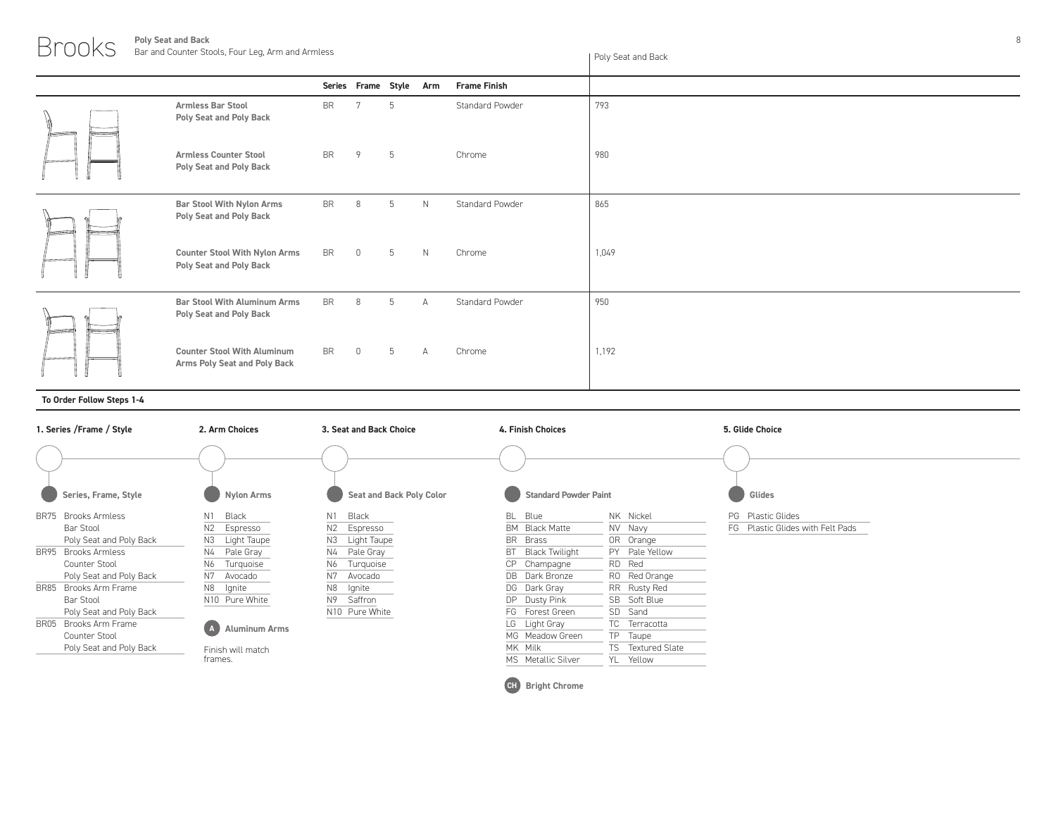# Brooks

**Poly Seat and Back**
Bar and Counter Stools, Four Leg, Arm and Armless

| | Series | Frame | Style | Arm | Frame Finish | Poly Seat and Back |
|---|---|---|---|---|---|---|
| **Armless Bar Stool Poly Seat and Poly Back** | BR | 7 | 5 | | Standard Powder | 793 |
| **Armless Counter Stool Poly Seat and Poly Back** | BR | 9 | 5 | | Chrome | 980 |
| **Bar Stool With Nylon Arms Poly Seat and Poly Back** | BR | 8 | 5 | N | Standard Powder | 865 |
| **Counter Stool With Nylon Arms Poly Seat and Poly Back** | BR | 0 | 5 | N | Chrome | 1,049 |
| **Bar Stool With Aluminum Arms Poly Seat and Poly Back** | BR | 8 | 5 | A | Standard Powder | 950 |
| **Counter Stool With Aluminum Arms Poly Seat and Poly Back** | BR | 0 | 5 | A | Chrome | 1,192 |

**To Order Follow Steps 1-4**

### 1. Series /Frame / Style

**Series, Frame, Style**

- BR75 Brooks Armless Bar Stool Poly Seat and Poly Back
- BR95 Brooks Armless Counter Stool Poly Seat and Poly Back
- BR85 Brooks Arm Frame Bar Stool Poly Seat and Poly Back
- BR05 Brooks Arm Frame Counter Stool Poly Seat and Poly Back

### 2. Arm Choices

**Nylon Arms**

- N1 Black
- N2 Espresso
- N3 Light Taupe
- N4 Pale Gray
- N6 Turquoise
- N7 Avocado
- N8 Ignite
- N10 Pure White

**A Aluminum Arms**

Finish will match frames.

### 3. Seat and Back Choice

**Seat and Back Poly Color**

- N1 Black
- N2 Espresso
- N3 Light Taupe
- N4 Pale Gray
- N6 Turquoise
- N7 Avocado
- N8 Ignite
- N9 Saffron
- N10 Pure White

### 4. Finish Choices

**Standard Powder Paint**

- BL Blue
- BM Black Matte
- BR Brass
- BT Black Twilight
- CP Champagne
- DB Dark Bronze
- DG Dark Gray
- DP Dusty Pink
- FG Forest Green
- LG Light Gray
- MG Meadow Green
- MK Milk
- MS Metallic Silver
- NK Nickel
- NV Navy
- OR Orange
- PY Pale Yellow
- RD Red
- RO Red Orange
- RR Rusty Red
- SB Soft Blue
- SD Sand
- TC Terracotta
- TP Taupe
- TS Textured Slate
- YL Yellow

**CH Bright Chrome**

### 5. Glide Choice

**Glides**

- PG Plastic Glides
- FG Plastic Glides with Felt Pads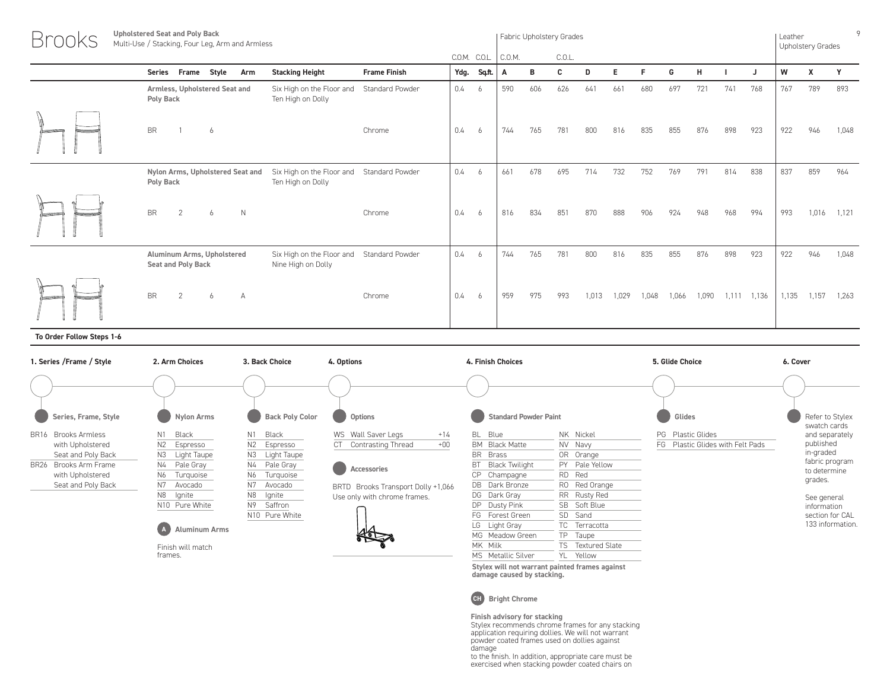# Brooks

**Upholstered Seat and Poly Back**
Multi-Use / Stacking, Four Leg, Arm and Armless

| Series | Frame | Style | Arm | Description | Stacking Height | Frame Finish | C.O.M. Ydg. | C.O.L. Sq.ft. | A (C.O.M.) | B | C (C.O.L.) | D | E | F | G | H | I | J | W | X | Y |
|---|---|---|---|---|---|---|---|---|---|---|---|---|---|---|---|---|---|---|---|---|---|
| | | | | | | | | | **Fabric Upholstery Grades** | | | | | | | | | | **Leather Upholstery Grades** | | |
| BR | 1 | 6 | | Armless, Upholstered Seat and Poly Back | Six High on the Floor and Ten High on Dolly | Standard Powder | 0.4 | 6 | 590 | 606 | 626 | 641 | 661 | 680 | 697 | 721 | 741 | 768 | 767 | 789 | 893 |
| | | | | | | Chrome | 0.4 | 6 | 744 | 765 | 781 | 800 | 816 | 835 | 855 | 876 | 898 | 923 | 922 | 946 | 1,048 |
| BR | 2 | 6 | N | Nylon Arms, Upholstered Seat and Poly Back | Six High on the Floor and Ten High on Dolly | Standard Powder | 0.4 | 6 | 661 | 678 | 695 | 714 | 732 | 752 | 769 | 791 | 814 | 838 | 837 | 859 | 964 |
| | | | | | | Chrome | 0.4 | 6 | 816 | 834 | 851 | 870 | 888 | 906 | 924 | 948 | 968 | 994 | 993 | 1,016 | 1,121 |
| BR | 2 | 6 | A | Aluminum Arms, Upholstered Seat and Poly Back | Six High on the Floor and Nine High on Dolly | Standard Powder | 0.4 | 6 | 744 | 765 | 781 | 800 | 816 | 835 | 855 | 876 | 898 | 923 | 922 | 946 | 1,048 |
| | | | | | | Chrome | 0.4 | 6 | 959 | 975 | 993 | 1,013 | 1,029 | 1,048 | 1,066 | 1,090 | 1,111 | 1,136 | 1,135 | 1,157 | 1,263 |

**To Order Follow Steps 1-6**

### 1. Series /Frame / Style

**Series, Frame, Style**

- BR16 Brooks Armless with Upholstered Seat and Poly Back
- BR26 Brooks Arm Frame with Upholstered Seat and Poly Back

### 2. Arm Choices

**Nylon Arms**

- N1 Black
- N2 Espresso
- N3 Light Taupe
- N4 Pale Gray
- N6 Turquoise
- N7 Avocado
- N8 Ignite
- N10 Pure White

**A Aluminum Arms**

Finish will match frames.

### 3. Back Choice

**Back Poly Color**

- N1 Black
- N2 Espresso
- N3 Light Taupe
- N4 Pale Gray
- N6 Turquoise
- N7 Avocado
- N8 Ignite
- N9 Saffron
- N10 Pure White

### 4. Options

**Options**

- WS Wall Saver Legs +14
- CT Contrasting Thread +00

**Accessories**

BRTD Brooks Transport Dolly +1,066
Use only with chrome frames.

### 4. Finish Choices

**Standard Powder Paint**

| | | | |
|---|---|---|---|
| BL | Blue | NK | Nickel |
| BM | Black Matte | NV | Navy |
| BR | Brass | OR | Orange |
| BT | Black Twilight | PY | Pale Yellow |
| CP | Champagne | RD | Red |
| DB | Dark Bronze | RO | Red Orange |
| DG | Dark Gray | RR | Rusty Red |
| DP | Dusty Pink | SB | Soft Blue |
| FG | Forest Green | SD | Sand |
| LG | Light Gray | TC | Terracotta |
| MG | Meadow Green | TP | Taupe |
| MK | Milk | TS | Textured Slate |
| MS | Metallic Silver | YL | Yellow |

**Stylex will not warrant painted frames against damage caused by stacking.**

**CH Bright Chrome**

**Finish advisory for stacking**
Stylex recommends chrome frames for any stacking application requiring dollies. We will not warrant powder coated frames used on dollies against damage
to the finish. In addition, appropriate care must be exercised when stacking powder coated chairs on

### 5. Glide Choice

**Glides**

- PG Plastic Glides
- FG Plastic Glides with Felt Pads

### 6. Cover

Refer to Stylex swatch cards and separately published in-graded fabric program to determine grades.

See general information section for CAL 133 information.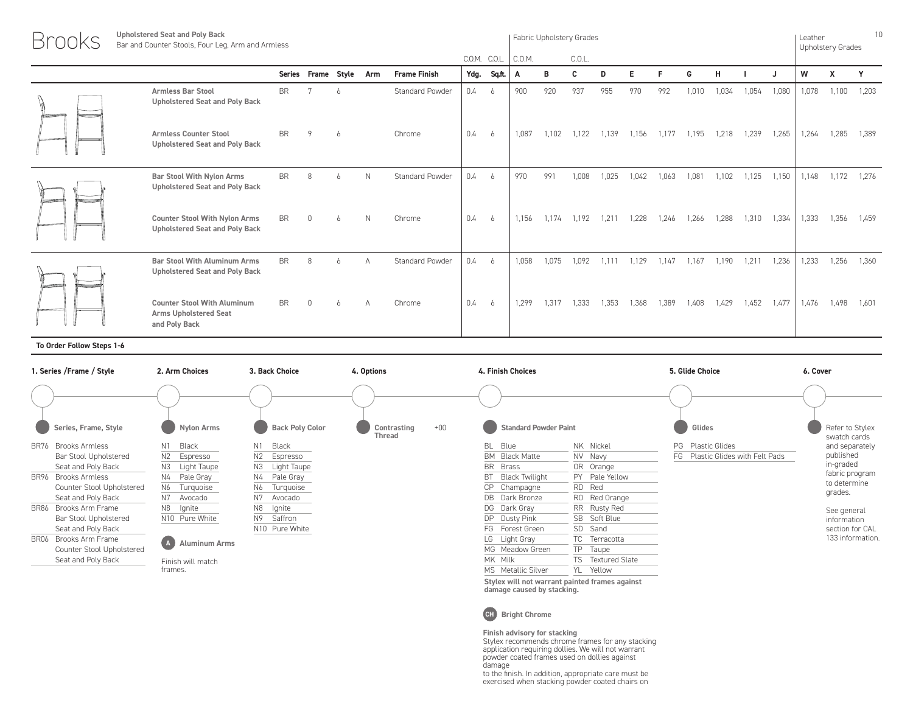# Brooks

**Upholstered Seat and Poly Back**
Bar and Counter Stools, Four Leg, Arm and Armless

| | Series | Frame | Style | Arm | Frame Finish | C.O.M. Ydg. | C.O.L. Sq.ft. | Fabric Upholstery Grades C.O.M. A | B | C.O.L. C | D | E | F | G | H | I | J | Leather Upholstery Grades W | X | Y |
|---|---|---|---|---|---|---|---|---|---|---|---|---|---|---|---|---|---|---|---|---|
| **Armless Bar Stool Upholstered Seat and Poly Back** | BR | 7 | 6 | | Standard Powder | 0.4 | 6 | 900 | 920 | 937 | 955 | 970 | 992 | 1,010 | 1,034 | 1,054 | 1,080 | 1,078 | 1,100 | 1,203 |
| **Armless Counter Stool Upholstered Seat and Poly Back** | BR | 9 | 6 | | Chrome | 0.4 | 6 | 1,087 | 1,102 | 1,122 | 1,139 | 1,156 | 1,177 | 1,195 | 1,218 | 1,239 | 1,265 | 1,264 | 1,285 | 1,389 |
| **Bar Stool With Nylon Arms Upholstered Seat and Poly Back** | BR | 8 | 6 | N | Standard Powder | 0.4 | 6 | 970 | 991 | 1,008 | 1,025 | 1,042 | 1,063 | 1,081 | 1,102 | 1,125 | 1,150 | 1,148 | 1,172 | 1,276 |
| **Counter Stool With Nylon Arms Upholstered Seat and Poly Back** | BR | 0 | 6 | N | Chrome | 0.4 | 6 | 1,156 | 1,174 | 1,192 | 1,211 | 1,228 | 1,246 | 1,266 | 1,288 | 1,310 | 1,334 | 1,333 | 1,356 | 1,459 |
| **Bar Stool With Aluminum Arms Upholstered Seat and Poly Back** | BR | 8 | 6 | A | Standard Powder | 0.4 | 6 | 1,058 | 1,075 | 1,092 | 1,111 | 1,129 | 1,147 | 1,167 | 1,190 | 1,211 | 1,236 | 1,233 | 1,256 | 1,360 |
| **Counter Stool With Aluminum Arms Upholstered Seat and Poly Back** | BR | 0 | 6 | A | Chrome | 0.4 | 6 | 1,299 | 1,317 | 1,333 | 1,353 | 1,368 | 1,389 | 1,408 | 1,429 | 1,452 | 1,477 | 1,476 | 1,498 | 1,601 |

**To Order Follow Steps 1-6**

### 1. Series /Frame / Style

**Series, Frame, Style**

- BR76 Brooks Armless Bar Stool Upholstered Seat and Poly Back
- BR96 Brooks Armless Counter Stool Upholstered Seat and Poly Back
- BR86 Brooks Arm Frame Bar Stool Upholstered Seat and Poly Back
- BR06 Brooks Arm Frame Counter Stool Upholstered Seat and Poly Back

### 2. Arm Choices

**Nylon Arms**

- N1 Black
- N2 Espresso
- N3 Light Taupe
- N4 Pale Gray
- N6 Turquoise
- N7 Avocado
- N8 Ignite
- N10 Pure White

**A Aluminum Arms**

Finish will match frames.

### 3. Back Choice

**Back Poly Color**

- N1 Black
- N2 Espresso
- N3 Light Taupe
- N4 Pale Gray
- N6 Turquoise
- N7 Avocado
- N8 Ignite
- N9 Saffron
- N10 Pure White

### 4. Options

**Contrasting Thread** +00

### 4. Finish Choices

**Standard Powder Paint**

- BL Blue
- BM Black Matte
- BR Brass
- BT Black Twilight
- CP Champagne
- DB Dark Bronze
- DG Dark Gray
- DP Dusty Pink
- FG Forest Green
- LG Light Gray
- MG Meadow Green
- MK Milk
- MS Metallic Silver
- NK Nickel
- NV Navy
- OR Orange
- PY Pale Yellow
- RD Red
- RO Red Orange
- RR Rusty Red
- SB Soft Blue
- SD Sand
- TC Terracotta
- TP Taupe
- TS Textured Slate
- YL Yellow

**Stylex will not warrant painted frames against damage caused by stacking.**

**CH Bright Chrome**

**Finish advisory for stacking**
Stylex recommends chrome frames for any stacking application requiring dollies. We will not warrant powder coated frames used on dollies against damage
to the finish. In addition, appropriate care must be exercised when stacking powder coated chairs on

### 5. Glide Choice

**Glides**

- PG Plastic Glides
- FG Plastic Glides with Felt Pads

### 6. Cover

Refer to Stylex swatch cards and separately published in-graded fabric program to determine grades.

See general information section for CAL 133 information.